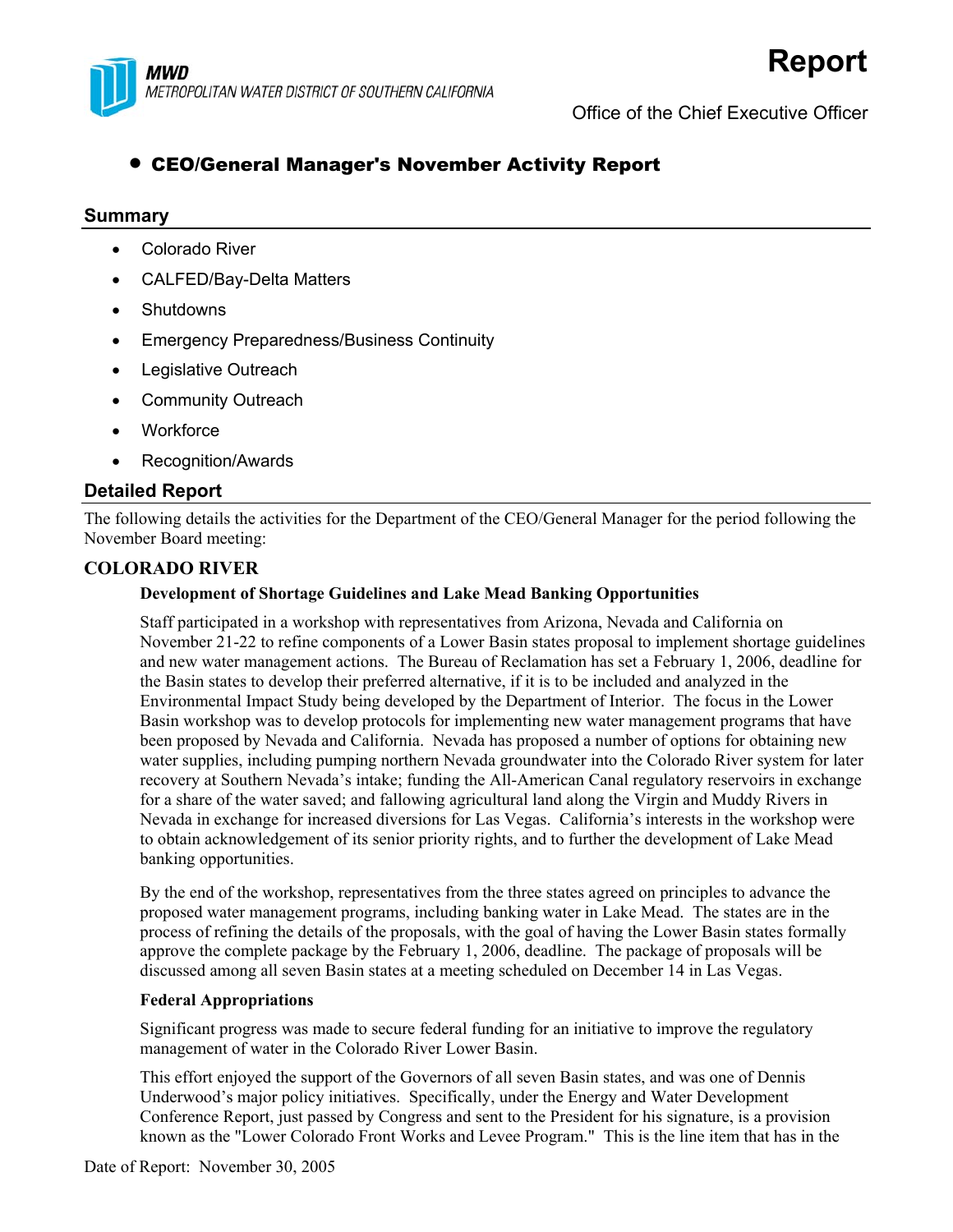MWD
METROPOLITAN WATER DISTRICT OF SOUTHERN CALIFORNIA

# Report

Office of the Chief Executive Officer

- **CEO/General Manager's November Activity Report**

## Summary

- Colorado River
- CALFED/Bay-Delta Matters
- Shutdowns
- Emergency Preparedness/Business Continuity
- Legislative Outreach
- Community Outreach
- Workforce
- Recognition/Awards

## Detailed Report

The following details the activities for the Department of the CEO/General Manager for the period following the November Board meeting:

### COLORADO RIVER

**Development of Shortage Guidelines and Lake Mead Banking Opportunities**

Staff participated in a workshop with representatives from Arizona, Nevada and California on November 21-22 to refine components of a Lower Basin states proposal to implement shortage guidelines and new water management actions. The Bureau of Reclamation has set a February 1, 2006, deadline for the Basin states to develop their preferred alternative, if it is to be included and analyzed in the Environmental Impact Study being developed by the Department of Interior. The focus in the Lower Basin workshop was to develop protocols for implementing new water management programs that have been proposed by Nevada and California. Nevada has proposed a number of options for obtaining new water supplies, including pumping northern Nevada groundwater into the Colorado River system for later recovery at Southern Nevada's intake; funding the All-American Canal regulatory reservoirs in exchange for a share of the water saved; and fallowing agricultural land along the Virgin and Muddy Rivers in Nevada in exchange for increased diversions for Las Vegas. California's interests in the workshop were to obtain acknowledgement of its senior priority rights, and to further the development of Lake Mead banking opportunities.

By the end of the workshop, representatives from the three states agreed on principles to advance the proposed water management programs, including banking water in Lake Mead. The states are in the process of refining the details of the proposals, with the goal of having the Lower Basin states formally approve the complete package by the February 1, 2006, deadline. The package of proposals will be discussed among all seven Basin states at a meeting scheduled on December 14 in Las Vegas.

**Federal Appropriations**

Significant progress was made to secure federal funding for an initiative to improve the regulatory management of water in the Colorado River Lower Basin.

This effort enjoyed the support of the Governors of all seven Basin states, and was one of Dennis Underwood's major policy initiatives. Specifically, under the Energy and Water Development Conference Report, just passed by Congress and sent to the President for his signature, is a provision known as the "Lower Colorado Front Works and Levee Program." This is the line item that has in the

Date of Report: November 30, 2005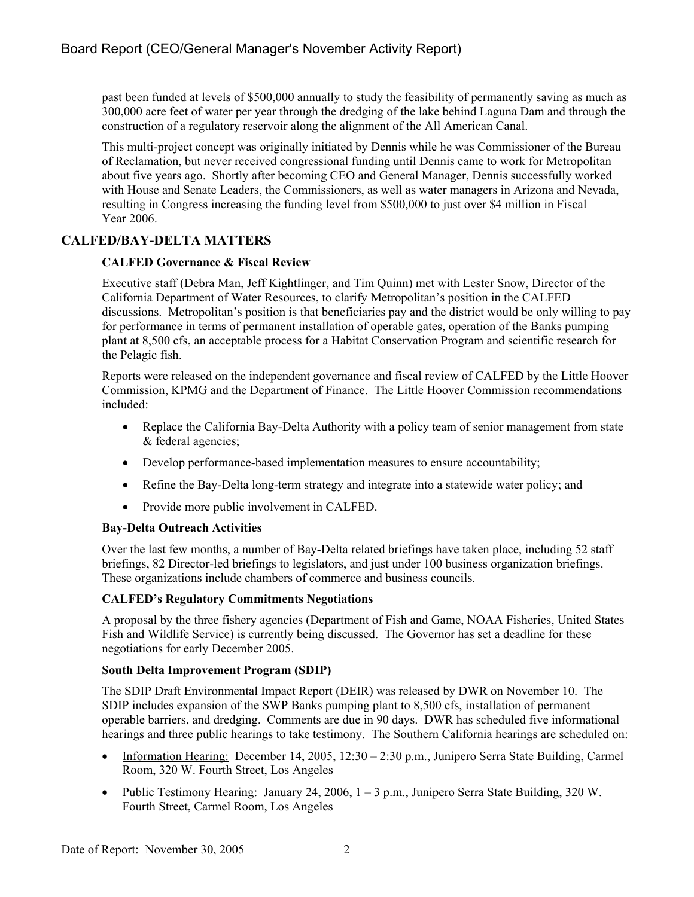past been funded at levels of $500,000 annually to study the feasibility of permanently saving as much as 300,000 acre feet of water per year through the dredging of the lake behind Laguna Dam and through the construction of a regulatory reservoir along the alignment of the All American Canal.

This multi-project concept was originally initiated by Dennis while he was Commissioner of the Bureau of Reclamation, but never received congressional funding until Dennis came to work for Metropolitan about five years ago. Shortly after becoming CEO and General Manager, Dennis successfully worked with House and Senate Leaders, the Commissioners, as well as water managers in Arizona and Nevada, resulting in Congress increasing the funding level from $500,000 to just over $4 million in Fiscal Year 2006.

## CALFED/BAY-DELTA MATTERS

### CALFED Governance & Fiscal Review

Executive staff (Debra Man, Jeff Kightlinger, and Tim Quinn) met with Lester Snow, Director of the California Department of Water Resources, to clarify Metropolitan's position in the CALFED discussions. Metropolitan's position is that beneficiaries pay and the district would be only willing to pay for performance in terms of permanent installation of operable gates, operation of the Banks pumping plant at 8,500 cfs, an acceptable process for a Habitat Conservation Program and scientific research for the Pelagic fish.

Reports were released on the independent governance and fiscal review of CALFED by the Little Hoover Commission, KPMG and the Department of Finance. The Little Hoover Commission recommendations included:

- Replace the California Bay-Delta Authority with a policy team of senior management from state & federal agencies;
- Develop performance-based implementation measures to ensure accountability;
- Refine the Bay-Delta long-term strategy and integrate into a statewide water policy; and
- Provide more public involvement in CALFED.

### Bay-Delta Outreach Activities

Over the last few months, a number of Bay-Delta related briefings have taken place, including 52 staff briefings, 82 Director-led briefings to legislators, and just under 100 business organization briefings. These organizations include chambers of commerce and business councils.

### CALFED's Regulatory Commitments Negotiations

A proposal by the three fishery agencies (Department of Fish and Game, NOAA Fisheries, United States Fish and Wildlife Service) is currently being discussed. The Governor has set a deadline for these negotiations for early December 2005.

### South Delta Improvement Program (SDIP)

The SDIP Draft Environmental Impact Report (DEIR) was released by DWR on November 10. The SDIP includes expansion of the SWP Banks pumping plant to 8,500 cfs, installation of permanent operable barriers, and dredging. Comments are due in 90 days. DWR has scheduled five informational hearings and three public hearings to take testimony. The Southern California hearings are scheduled on:

- Information Hearing: December 14, 2005, 12:30 – 2:30 p.m., Junipero Serra State Building, Carmel Room, 320 W. Fourth Street, Los Angeles
- Public Testimony Hearing: January 24, 2006, 1 – 3 p.m., Junipero Serra State Building, 320 W. Fourth Street, Carmel Room, Los Angeles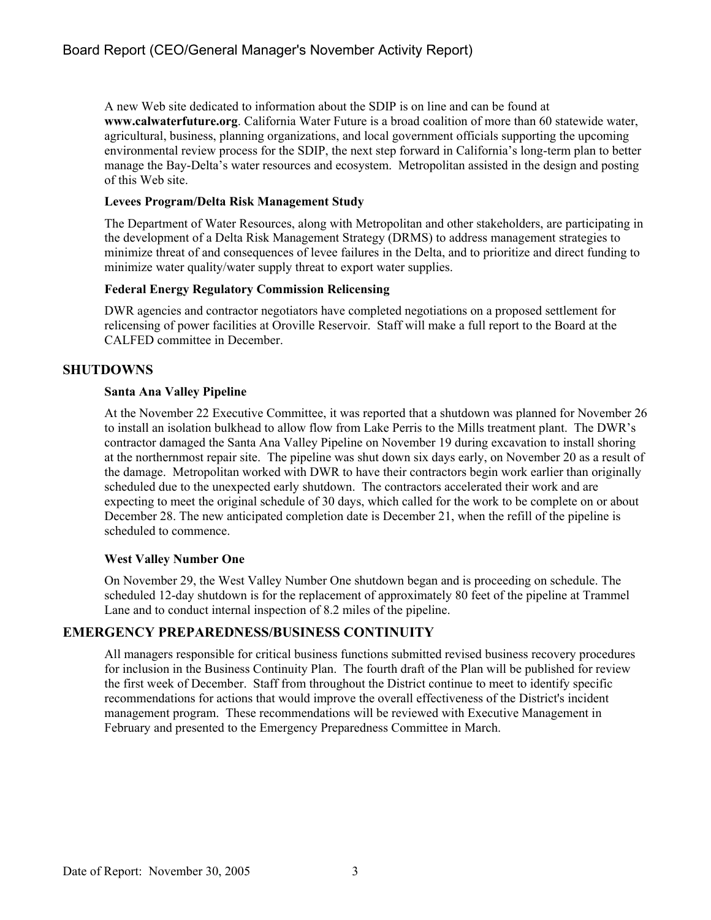A new Web site dedicated to information about the SDIP is on line and can be found at **www.calwaterfuture.org**. California Water Future is a broad coalition of more than 60 statewide water, agricultural, business, planning organizations, and local government officials supporting the upcoming environmental review process for the SDIP, the next step forward in California's long-term plan to better manage the Bay-Delta's water resources and ecosystem. Metropolitan assisted in the design and posting of this Web site.

**Levees Program/Delta Risk Management Study**

The Department of Water Resources, along with Metropolitan and other stakeholders, are participating in the development of a Delta Risk Management Strategy (DRMS) to address management strategies to minimize threat of and consequences of levee failures in the Delta, and to prioritize and direct funding to minimize water quality/water supply threat to export water supplies.

**Federal Energy Regulatory Commission Relicensing**

DWR agencies and contractor negotiators have completed negotiations on a proposed settlement for relicensing of power facilities at Oroville Reservoir. Staff will make a full report to the Board at the CALFED committee in December.

## SHUTDOWNS

**Santa Ana Valley Pipeline**

At the November 22 Executive Committee, it was reported that a shutdown was planned for November 26 to install an isolation bulkhead to allow flow from Lake Perris to the Mills treatment plant. The DWR's contractor damaged the Santa Ana Valley Pipeline on November 19 during excavation to install shoring at the northernmost repair site. The pipeline was shut down six days early, on November 20 as a result of the damage. Metropolitan worked with DWR to have their contractors begin work earlier than originally scheduled due to the unexpected early shutdown. The contractors accelerated their work and are expecting to meet the original schedule of 30 days, which called for the work to be complete on or about December 28. The new anticipated completion date is December 21, when the refill of the pipeline is scheduled to commence.

**West Valley Number One**

On November 29, the West Valley Number One shutdown began and is proceeding on schedule. The scheduled 12-day shutdown is for the replacement of approximately 80 feet of the pipeline at Trammel Lane and to conduct internal inspection of 8.2 miles of the pipeline.

## EMERGENCY PREPAREDNESS/BUSINESS CONTINUITY

All managers responsible for critical business functions submitted revised business recovery procedures for inclusion in the Business Continuity Plan. The fourth draft of the Plan will be published for review the first week of December. Staff from throughout the District continue to meet to identify specific recommendations for actions that would improve the overall effectiveness of the District's incident management program. These recommendations will be reviewed with Executive Management in February and presented to the Emergency Preparedness Committee in March.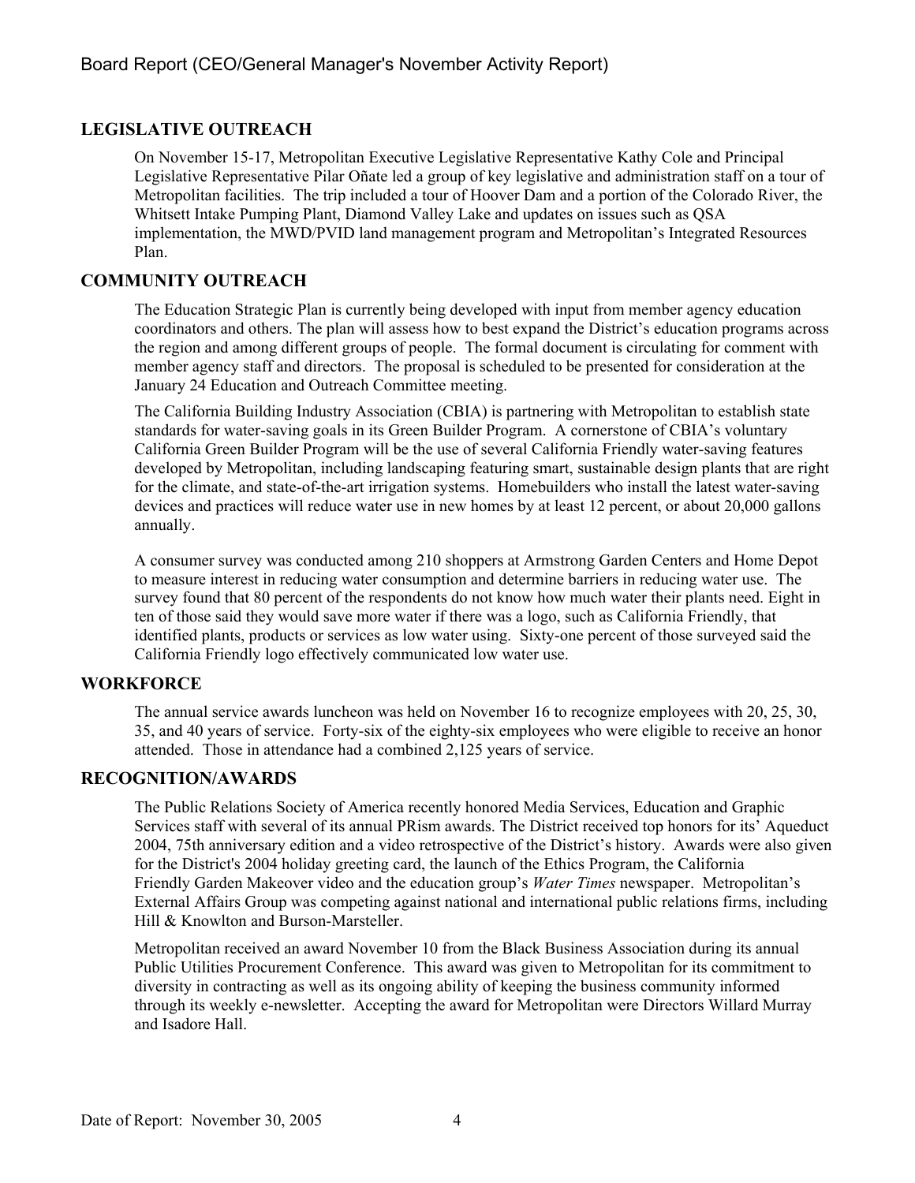## LEGISLATIVE OUTREACH

On November 15-17, Metropolitan Executive Legislative Representative Kathy Cole and Principal Legislative Representative Pilar Oñate led a group of key legislative and administration staff on a tour of Metropolitan facilities. The trip included a tour of Hoover Dam and a portion of the Colorado River, the Whitsett Intake Pumping Plant, Diamond Valley Lake and updates on issues such as QSA implementation, the MWD/PVID land management program and Metropolitan's Integrated Resources Plan.

## COMMUNITY OUTREACH

The Education Strategic Plan is currently being developed with input from member agency education coordinators and others. The plan will assess how to best expand the District's education programs across the region and among different groups of people. The formal document is circulating for comment with member agency staff and directors. The proposal is scheduled to be presented for consideration at the January 24 Education and Outreach Committee meeting.

The California Building Industry Association (CBIA) is partnering with Metropolitan to establish state standards for water-saving goals in its Green Builder Program. A cornerstone of CBIA's voluntary California Green Builder Program will be the use of several California Friendly water-saving features developed by Metropolitan, including landscaping featuring smart, sustainable design plants that are right for the climate, and state-of-the-art irrigation systems. Homebuilders who install the latest water-saving devices and practices will reduce water use in new homes by at least 12 percent, or about 20,000 gallons annually.

A consumer survey was conducted among 210 shoppers at Armstrong Garden Centers and Home Depot to measure interest in reducing water consumption and determine barriers in reducing water use. The survey found that 80 percent of the respondents do not know how much water their plants need. Eight in ten of those said they would save more water if there was a logo, such as California Friendly, that identified plants, products or services as low water using. Sixty-one percent of those surveyed said the California Friendly logo effectively communicated low water use.

## WORKFORCE

The annual service awards luncheon was held on November 16 to recognize employees with 20, 25, 30, 35, and 40 years of service. Forty-six of the eighty-six employees who were eligible to receive an honor attended. Those in attendance had a combined 2,125 years of service.

## RECOGNITION/AWARDS

The Public Relations Society of America recently honored Media Services, Education and Graphic Services staff with several of its annual PRism awards. The District received top honors for its' Aqueduct 2004, 75th anniversary edition and a video retrospective of the District's history. Awards were also given for the District's 2004 holiday greeting card, the launch of the Ethics Program, the California Friendly Garden Makeover video and the education group's *Water Times* newspaper. Metropolitan's External Affairs Group was competing against national and international public relations firms, including Hill & Knowlton and Burson-Marsteller.

Metropolitan received an award November 10 from the Black Business Association during its annual Public Utilities Procurement Conference. This award was given to Metropolitan for its commitment to diversity in contracting as well as its ongoing ability of keeping the business community informed through its weekly e-newsletter. Accepting the award for Metropolitan were Directors Willard Murray and Isadore Hall.